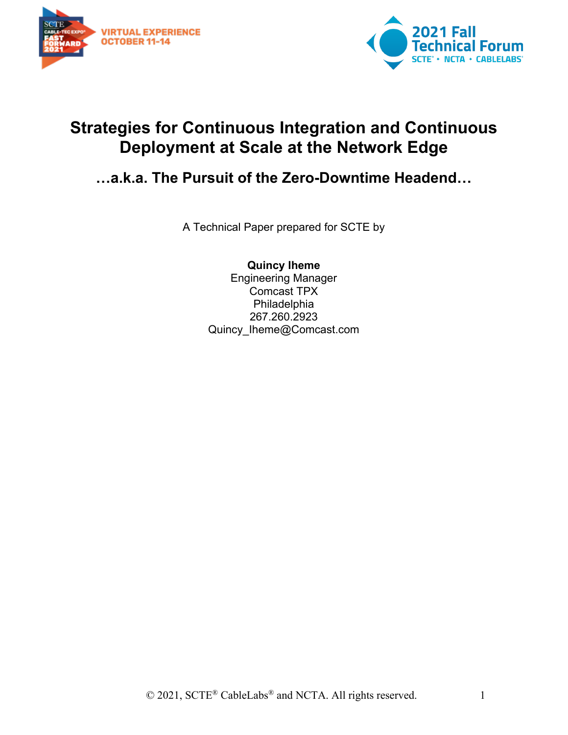# Strategies for Continuous Integration and Continuous Deployment at Scale at the Network Edge

## …a.k.a. The Pursuit of the Zero-Downtime Headend…

A Technical Paper prepared for SCTE by

**Quincy Iheme**
Engineering Manager
Comcast TPX
Philadelphia
267.260.2923
Quincy_Iheme@Comcast.com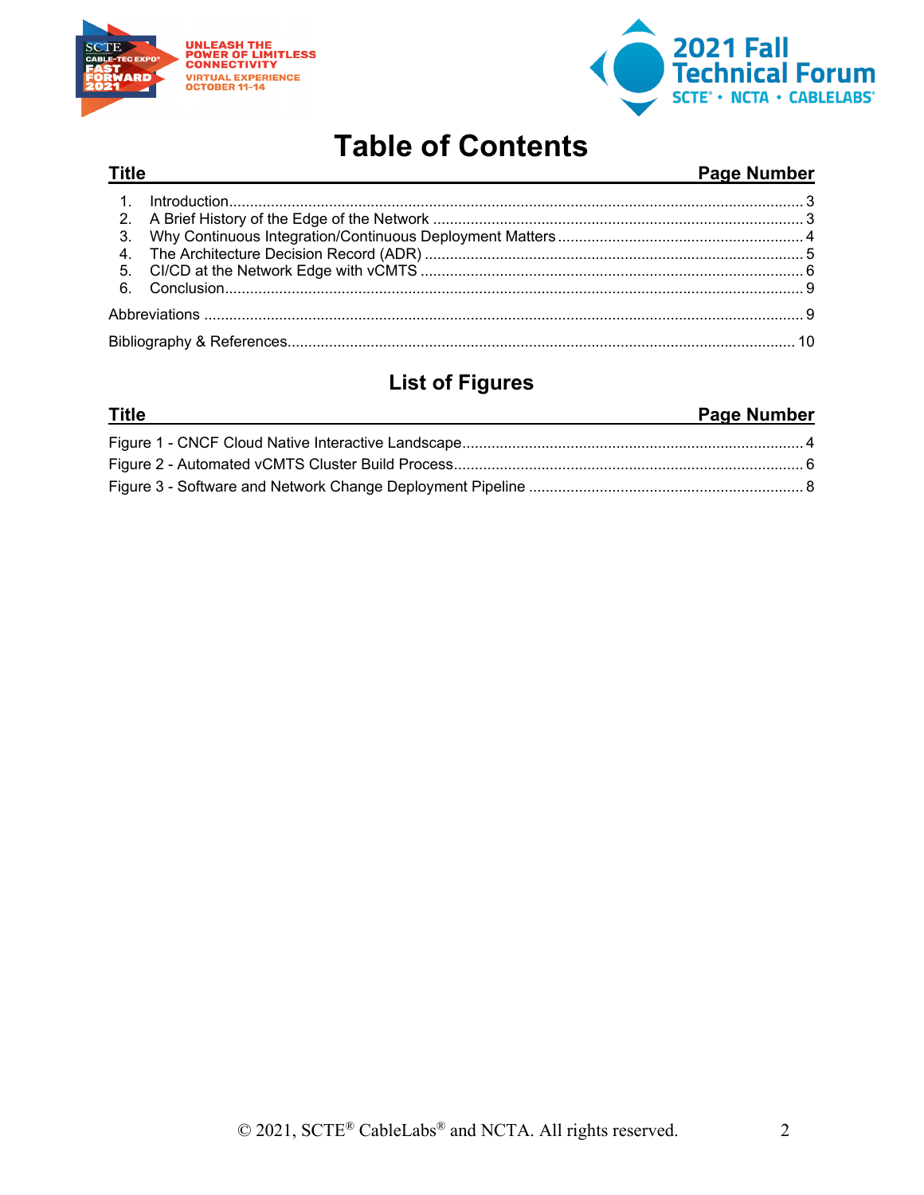# Table of Contents

| Title | Page Number |
| --- | --- |
| 1. Introduction | 3 |
| 2. A Brief History of the Edge of the Network | 3 |
| 3. Why Continuous Integration/Continuous Deployment Matters | 4 |
| 4. The Architecture Decision Record (ADR) | 5 |
| 5. CI/CD at the Network Edge with vCMTS | 6 |
| 6. Conclusion | 9 |
| Abbreviations | 9 |
| Bibliography & References | 10 |

## List of Figures

| Title | Page Number |
| --- | --- |
| Figure 1 - CNCF Cloud Native Interactive Landscape | 4 |
| Figure 2 - Automated vCMTS Cluster Build Process | 6 |
| Figure 3 - Software and Network Change Deployment Pipeline | 8 |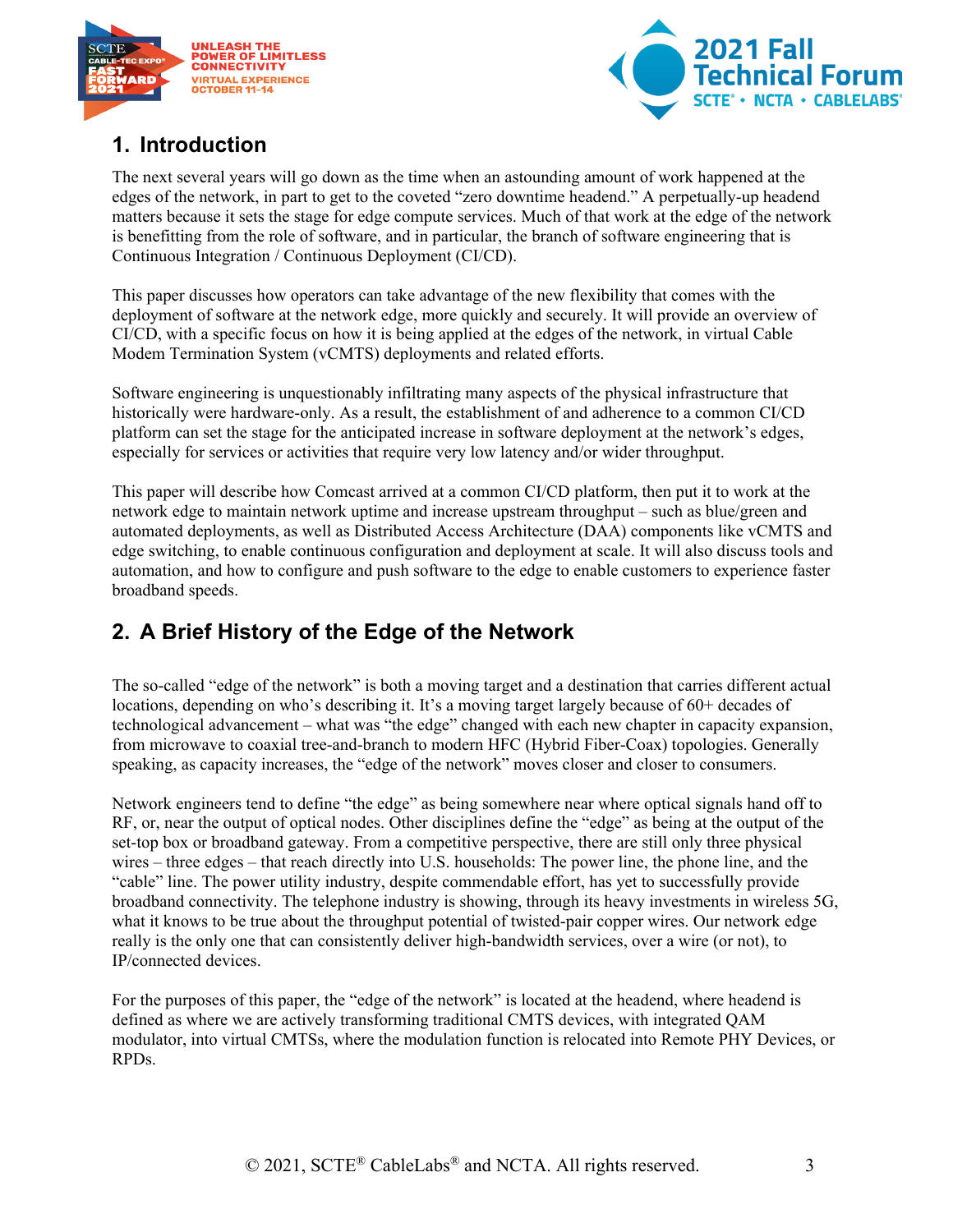## 1. Introduction

The next several years will go down as the time when an astounding amount of work happened at the edges of the network, in part to get to the coveted "zero downtime headend." A perpetually-up headend matters because it sets the stage for edge compute services. Much of that work at the edge of the network is benefitting from the role of software, and in particular, the branch of software engineering that is Continuous Integration / Continuous Deployment (CI/CD).

This paper discusses how operators can take advantage of the new flexibility that comes with the deployment of software at the network edge, more quickly and securely. It will provide an overview of CI/CD, with a specific focus on how it is being applied at the edges of the network, in virtual Cable Modem Termination System (vCMTS) deployments and related efforts.

Software engineering is unquestionably infiltrating many aspects of the physical infrastructure that historically were hardware-only. As a result, the establishment of and adherence to a common CI/CD platform can set the stage for the anticipated increase in software deployment at the network's edges, especially for services or activities that require very low latency and/or wider throughput.

This paper will describe how Comcast arrived at a common CI/CD platform, then put it to work at the network edge to maintain network uptime and increase upstream throughput – such as blue/green and automated deployments, as well as Distributed Access Architecture (DAA) components like vCMTS and edge switching, to enable continuous configuration and deployment at scale. It will also discuss tools and automation, and how to configure and push software to the edge to enable customers to experience faster broadband speeds.

## 2. A Brief History of the Edge of the Network

The so-called "edge of the network" is both a moving target and a destination that carries different actual locations, depending on who's describing it. It's a moving target largely because of 60+ decades of technological advancement – what was "the edge" changed with each new chapter in capacity expansion, from microwave to coaxial tree-and-branch to modern HFC (Hybrid Fiber-Coax) topologies. Generally speaking, as capacity increases, the "edge of the network" moves closer and closer to consumers.

Network engineers tend to define "the edge" as being somewhere near where optical signals hand off to RF, or, near the output of optical nodes. Other disciplines define the "edge" as being at the output of the set-top box or broadband gateway. From a competitive perspective, there are still only three physical wires – three edges – that reach directly into U.S. households: The power line, the phone line, and the "cable" line. The power utility industry, despite commendable effort, has yet to successfully provide broadband connectivity. The telephone industry is showing, through its heavy investments in wireless 5G, what it knows to be true about the throughput potential of twisted-pair copper wires. Our network edge really is the only one that can consistently deliver high-bandwidth services, over a wire (or not), to IP/connected devices.

For the purposes of this paper, the "edge of the network" is located at the headend, where headend is defined as where we are actively transforming traditional CMTS devices, with integrated QAM modulator, into virtual CMTSs, where the modulation function is relocated into Remote PHY Devices, or RPDs.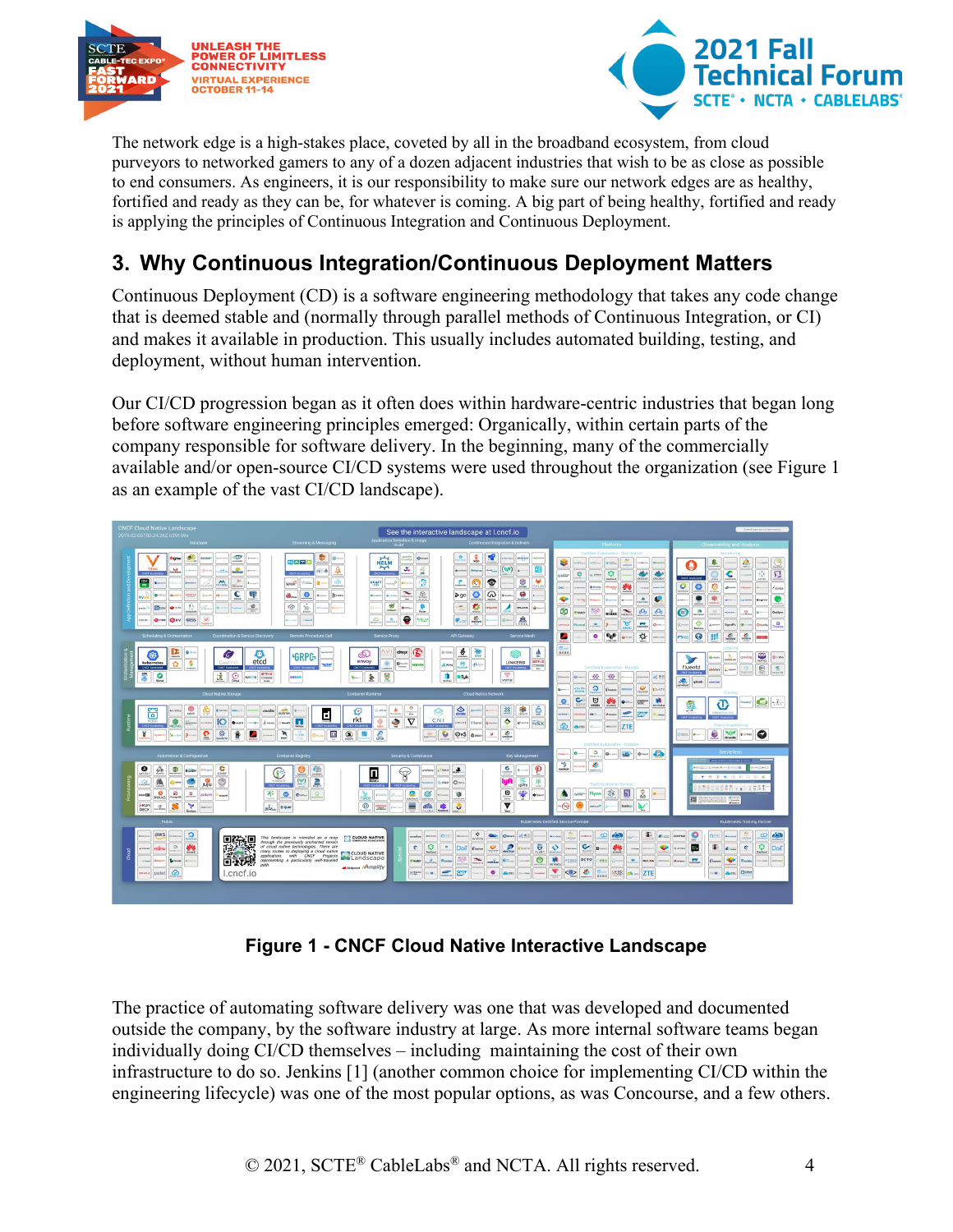The network edge is a high-stakes place, coveted by all in the broadband ecosystem, from cloud purveyors to networked gamers to any of a dozen adjacent industries that wish to be as close as possible to end consumers. As engineers, it is our responsibility to make sure our network edges are as healthy, fortified and ready as they can be, for whatever is coming. A big part of being healthy, fortified and ready is applying the principles of Continuous Integration and Continuous Deployment.

## 3. Why Continuous Integration/Continuous Deployment Matters

Continuous Deployment (CD) is a software engineering methodology that takes any code change that is deemed stable and (normally through parallel methods of Continuous Integration, or CI) and makes it available in production. This usually includes automated building, testing, and deployment, without human intervention.

Our CI/CD progression began as it often does within hardware-centric industries that began long before software engineering principles emerged: Organically, within certain parts of the company responsible for software delivery. In the beginning, many of the commercially available and/or open-source CI/CD systems were used throughout the organization (see Figure 1 as an example of the vast CI/CD landscape).

**Figure 1 - CNCF Cloud Native Interactive Landscape**

The practice of automating software delivery was one that was developed and documented outside the company, by the software industry at large. As more internal software teams began individually doing CI/CD themselves – including maintaining the cost of their own infrastructure to do so. Jenkins [1] (another common choice for implementing CI/CD within the engineering lifecycle) was one of the most popular options, as was Concourse, and a few others.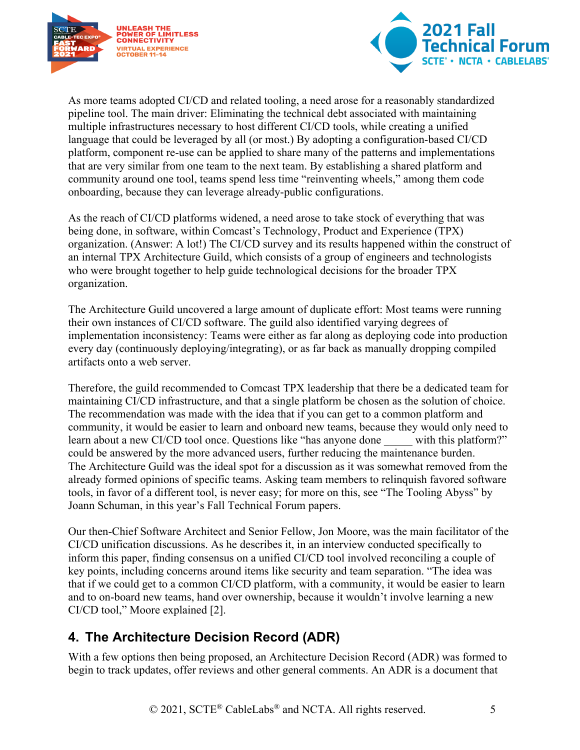As more teams adopted CI/CD and related tooling, a need arose for a reasonably standardized pipeline tool. The main driver: Eliminating the technical debt associated with maintaining multiple infrastructures necessary to host different CI/CD tools, while creating a unified language that could be leveraged by all (or most.) By adopting a configuration-based CI/CD platform, component re-use can be applied to share many of the patterns and implementations that are very similar from one team to the next team. By establishing a shared platform and community around one tool, teams spend less time "reinventing wheels," among them code onboarding, because they can leverage already-public configurations.

As the reach of CI/CD platforms widened, a need arose to take stock of everything that was being done, in software, within Comcast's Technology, Product and Experience (TPX) organization. (Answer: A lot!) The CI/CD survey and its results happened within the construct of an internal TPX Architecture Guild, which consists of a group of engineers and technologists who were brought together to help guide technological decisions for the broader TPX organization.

The Architecture Guild uncovered a large amount of duplicate effort: Most teams were running their own instances of CI/CD software. The guild also identified varying degrees of implementation inconsistency: Teams were either as far along as deploying code into production every day (continuously deploying/integrating), or as far back as manually dropping compiled artifacts onto a web server.

Therefore, the guild recommended to Comcast TPX leadership that there be a dedicated team for maintaining CI/CD infrastructure, and that a single platform be chosen as the solution of choice. The recommendation was made with the idea that if you can get to a common platform and community, it would be easier to learn and onboard new teams, because they would only need to learn about a new CI/CD tool once. Questions like "has anyone done _____ with this platform?" could be answered by the more advanced users, further reducing the maintenance burden. The Architecture Guild was the ideal spot for a discussion as it was somewhat removed from the already formed opinions of specific teams. Asking team members to relinquish favored software tools, in favor of a different tool, is never easy; for more on this, see "The Tooling Abyss" by Joann Schuman, in this year's Fall Technical Forum papers.

Our then-Chief Software Architect and Senior Fellow, Jon Moore, was the main facilitator of the CI/CD unification discussions. As he describes it, in an interview conducted specifically to inform this paper, finding consensus on a unified CI/CD tool involved reconciling a couple of key points, including concerns around items like security and team separation. "The idea was that if we could get to a common CI/CD platform, with a community, it would be easier to learn and to on-board new teams, hand over ownership, because it wouldn't involve learning a new CI/CD tool," Moore explained [2].

## 4. The Architecture Decision Record (ADR)

With a few options then being proposed, an Architecture Decision Record (ADR) was formed to begin to track updates, offer reviews and other general comments. An ADR is a document that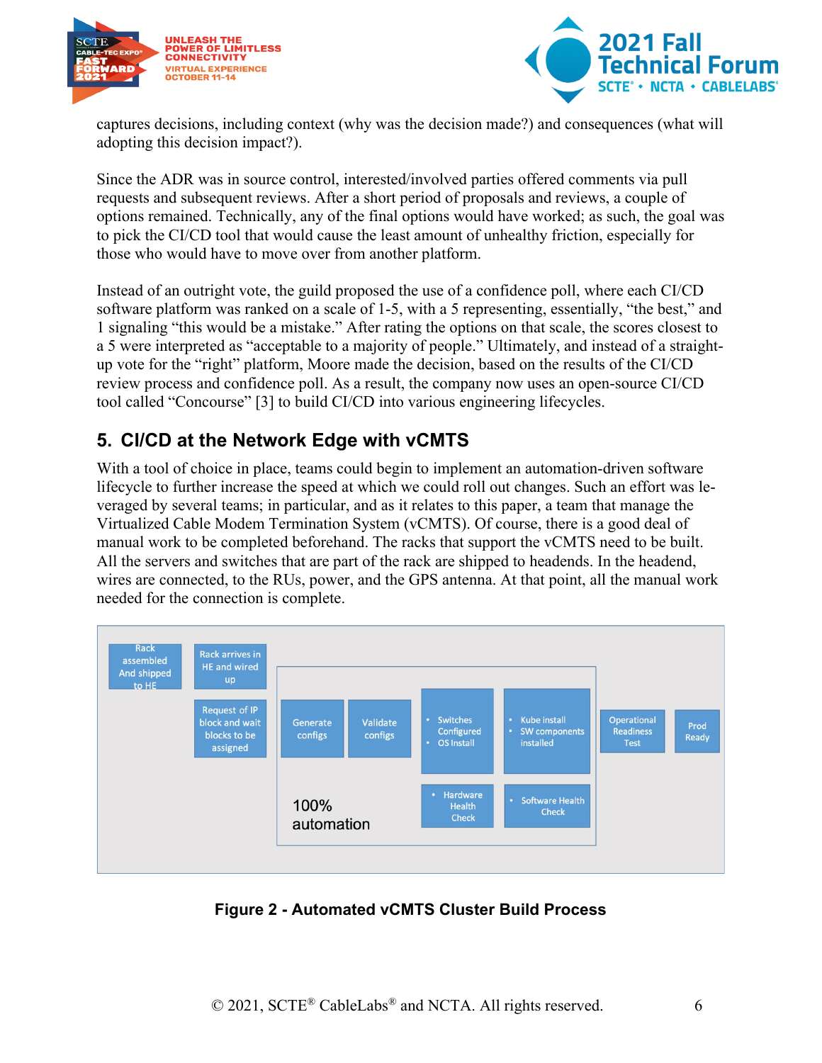captures decisions, including context (why was the decision made?) and consequences (what will adopting this decision impact?).

Since the ADR was in source control, interested/involved parties offered comments via pull requests and subsequent reviews. After a short period of proposals and reviews, a couple of options remained. Technically, any of the final options would have worked; as such, the goal was to pick the CI/CD tool that would cause the least amount of unhealthy friction, especially for those who would have to move over from another platform.

Instead of an outright vote, the guild proposed the use of a confidence poll, where each CI/CD software platform was ranked on a scale of 1-5, with a 5 representing, essentially, “the best,” and 1 signaling “this would be a mistake.” After rating the options on that scale, the scores closest to a 5 were interpreted as “acceptable to a majority of people.” Ultimately, and instead of a straight-up vote for the “right” platform, Moore made the decision, based on the results of the CI/CD review process and confidence poll. As a result, the company now uses an open-source CI/CD tool called “Concourse” [3] to build CI/CD into various engineering lifecycles.

## 5. CI/CD at the Network Edge with vCMTS

With a tool of choice in place, teams could begin to implement an automation-driven software lifecycle to further increase the speed at which we could roll out changes. Such an effort was leveraged by several teams; in particular, and as it relates to this paper, a team that manage the Virtualized Cable Modem Termination System (vCMTS). Of course, there is a good deal of manual work to be completed beforehand. The racks that support the vCMTS need to be built. All the servers and switches that are part of the rack are shipped to headends. In the headend, wires are connected, to the RUs, power, and the GPS antenna. At that point, all the manual work needed for the connection is complete.

Rack assembled And shipped to HE

Rack arrives in HE and wired up

Request of IP block and wait blocks to be assigned

Generate configs

Validate configs

- Switches Configured
- OS Install

- Kube install
- SW components installed

- Hardware Health Check

- Software Health Check

Operational Readiness Test

Prod Ready

100% automation

**Figure 2 - Automated vCMTS Cluster Build Process**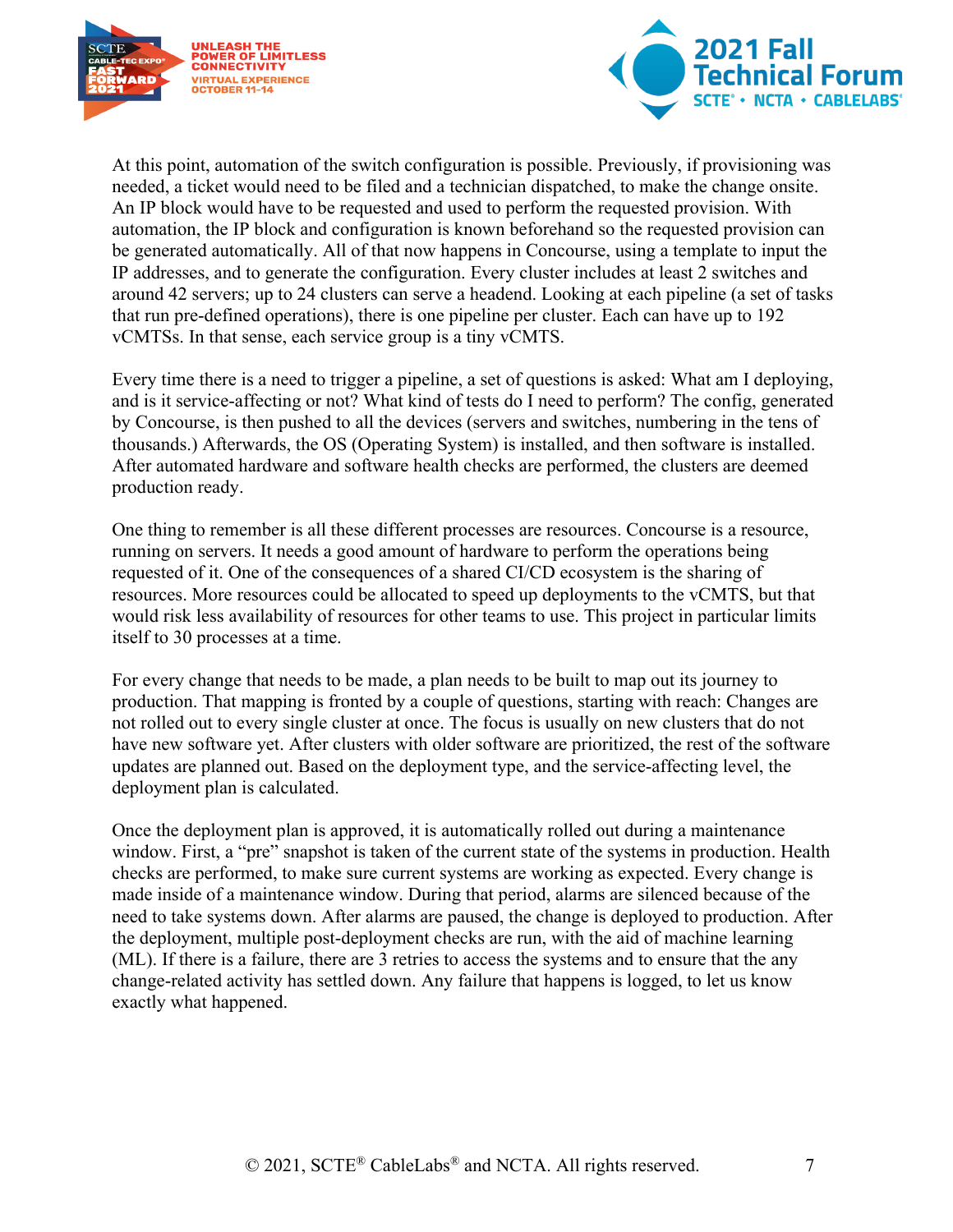At this point, automation of the switch configuration is possible. Previously, if provisioning was needed, a ticket would need to be filed and a technician dispatched, to make the change onsite. An IP block would have to be requested and used to perform the requested provision. With automation, the IP block and configuration is known beforehand so the requested provision can be generated automatically. All of that now happens in Concourse, using a template to input the IP addresses, and to generate the configuration. Every cluster includes at least 2 switches and around 42 servers; up to 24 clusters can serve a headend. Looking at each pipeline (a set of tasks that run pre-defined operations), there is one pipeline per cluster. Each can have up to 192 vCMTSs. In that sense, each service group is a tiny vCMTS.

Every time there is a need to trigger a pipeline, a set of questions is asked: What am I deploying, and is it service-affecting or not? What kind of tests do I need to perform? The config, generated by Concourse, is then pushed to all the devices (servers and switches, numbering in the tens of thousands.) Afterwards, the OS (Operating System) is installed, and then software is installed. After automated hardware and software health checks are performed, the clusters are deemed production ready.

One thing to remember is all these different processes are resources. Concourse is a resource, running on servers. It needs a good amount of hardware to perform the operations being requested of it. One of the consequences of a shared CI/CD ecosystem is the sharing of resources. More resources could be allocated to speed up deployments to the vCMTS, but that would risk less availability of resources for other teams to use. This project in particular limits itself to 30 processes at a time.

For every change that needs to be made, a plan needs to be built to map out its journey to production. That mapping is fronted by a couple of questions, starting with reach: Changes are not rolled out to every single cluster at once. The focus is usually on new clusters that do not have new software yet. After clusters with older software are prioritized, the rest of the software updates are planned out. Based on the deployment type, and the service-affecting level, the deployment plan is calculated.

Once the deployment plan is approved, it is automatically rolled out during a maintenance window. First, a "pre" snapshot is taken of the current state of the systems in production. Health checks are performed, to make sure current systems are working as expected. Every change is made inside of a maintenance window. During that period, alarms are silenced because of the need to take systems down. After alarms are paused, the change is deployed to production. After the deployment, multiple post-deployment checks are run, with the aid of machine learning (ML). If there is a failure, there are 3 retries to access the systems and to ensure that the any change-related activity has settled down. Any failure that happens is logged, to let us know exactly what happened.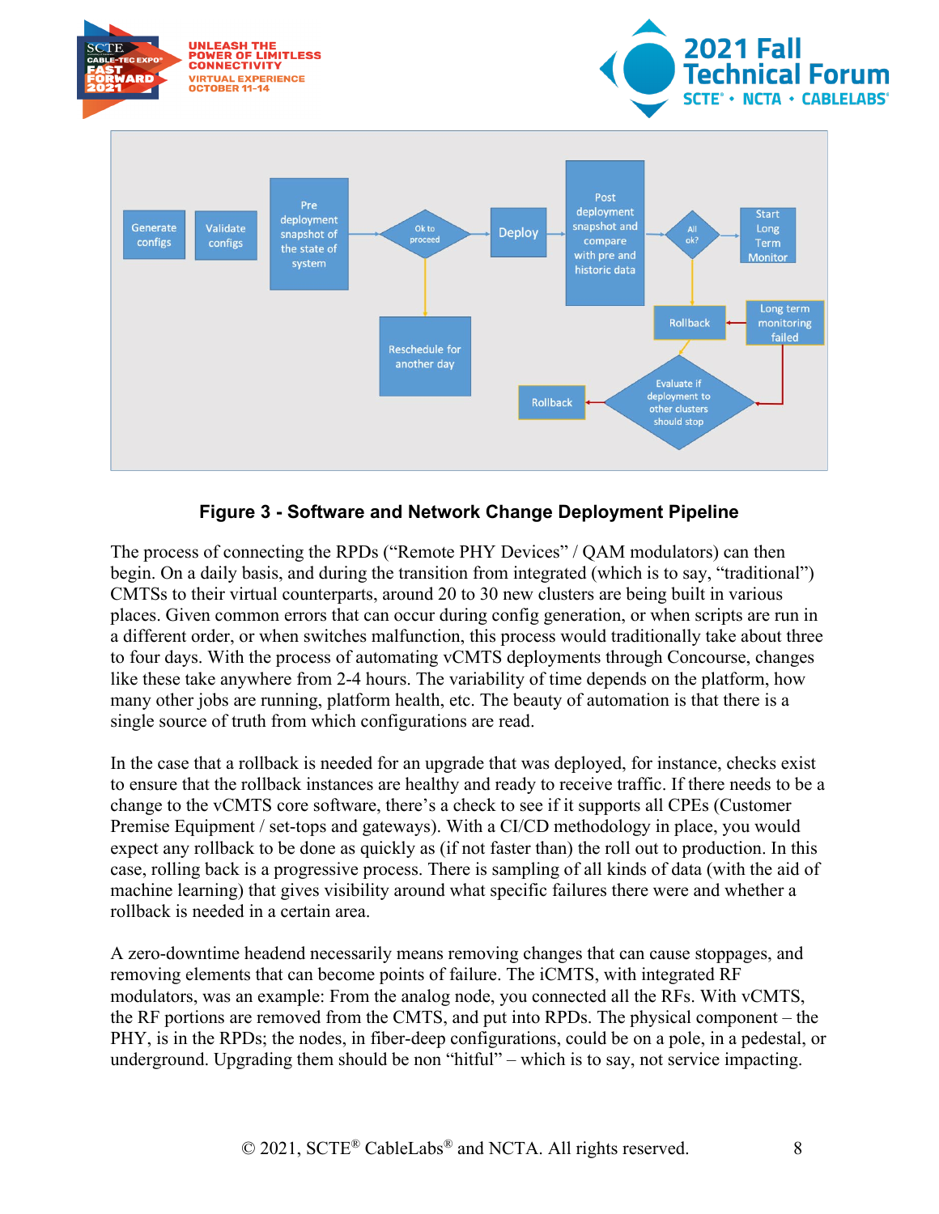**Figure 3 - Software and Network Change Deployment Pipeline**

The process of connecting the RPDs ("Remote PHY Devices" / QAM modulators) can then begin. On a daily basis, and during the transition from integrated (which is to say, "traditional") CMTSs to their virtual counterparts, around 20 to 30 new clusters are being built in various places. Given common errors that can occur during config generation, or when scripts are run in a different order, or when switches malfunction, this process would traditionally take about three to four days. With the process of automating vCMTS deployments through Concourse, changes like these take anywhere from 2-4 hours. The variability of time depends on the platform, how many other jobs are running, platform health, etc. The beauty of automation is that there is a single source of truth from which configurations are read.

In the case that a rollback is needed for an upgrade that was deployed, for instance, checks exist to ensure that the rollback instances are healthy and ready to receive traffic. If there needs to be a change to the vCMTS core software, there's a check to see if it supports all CPEs (Customer Premise Equipment / set-tops and gateways). With a CI/CD methodology in place, you would expect any rollback to be done as quickly as (if not faster than) the roll out to production. In this case, rolling back is a progressive process. There is sampling of all kinds of data (with the aid of machine learning) that gives visibility around what specific failures there were and whether a rollback is needed in a certain area.

A zero-downtime headend necessarily means removing changes that can cause stoppages, and removing elements that can become points of failure. The iCMTS, with integrated RF modulators, was an example: From the analog node, you connected all the RFs. With vCMTS, the RF portions are removed from the CMTS, and put into RPDs. The physical component – the PHY, is in the RPDs; the nodes, in fiber-deep configurations, could be on a pole, in a pedestal, or underground. Upgrading them should be non "hitful" – which is to say, not service impacting.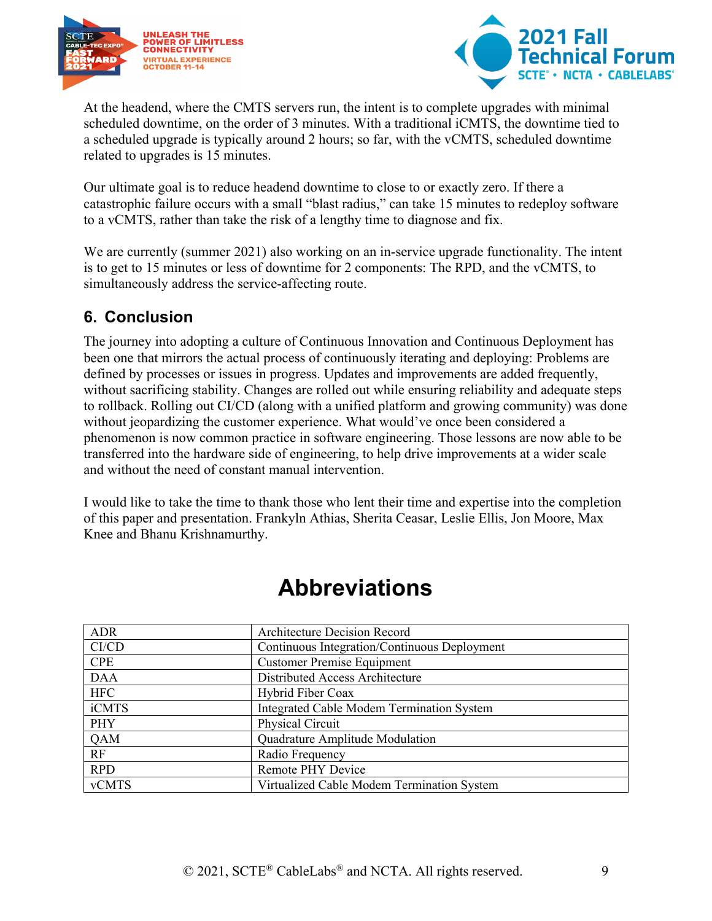At the headend, where the CMTS servers run, the intent is to complete upgrades with minimal scheduled downtime, on the order of 3 minutes. With a traditional iCMTS, the downtime tied to a scheduled upgrade is typically around 2 hours; so far, with the vCMTS, scheduled downtime related to upgrades is 15 minutes.

Our ultimate goal is to reduce headend downtime to close to or exactly zero. If there a catastrophic failure occurs with a small "blast radius," can take 15 minutes to redeploy software to a vCMTS, rather than take the risk of a lengthy time to diagnose and fix.

We are currently (summer 2021) also working on an in-service upgrade functionality. The intent is to get to 15 minutes or less of downtime for 2 components: The RPD, and the vCMTS, to simultaneously address the service-affecting route.

## 6. Conclusion

The journey into adopting a culture of Continuous Innovation and Continuous Deployment has been one that mirrors the actual process of continuously iterating and deploying: Problems are defined by processes or issues in progress. Updates and improvements are added frequently, without sacrificing stability. Changes are rolled out while ensuring reliability and adequate steps to rollback. Rolling out CI/CD (along with a unified platform and growing community) was done without jeopardizing the customer experience. What would've once been considered a phenomenon is now common practice in software engineering. Those lessons are now able to be transferred into the hardware side of engineering, to help drive improvements at a wider scale and without the need of constant manual intervention.

I would like to take the time to thank those who lent their time and expertise into the completion of this paper and presentation. Frankyln Athias, Sherita Ceasar, Leslie Ellis, Jon Moore, Max Knee and Bhanu Krishnamurthy.

# Abbreviations

| | |
|---|---|
| ADR | Architecture Decision Record |
| CI/CD | Continuous Integration/Continuous Deployment |
| CPE | Customer Premise Equipment |
| DAA | Distributed Access Architecture |
| HFC | Hybrid Fiber Coax |
| iCMTS | Integrated Cable Modem Termination System |
| PHY | Physical Circuit |
| QAM | Quadrature Amplitude Modulation |
| RF | Radio Frequency |
| RPD | Remote PHY Device |
| vCMTS | Virtualized Cable Modem Termination System |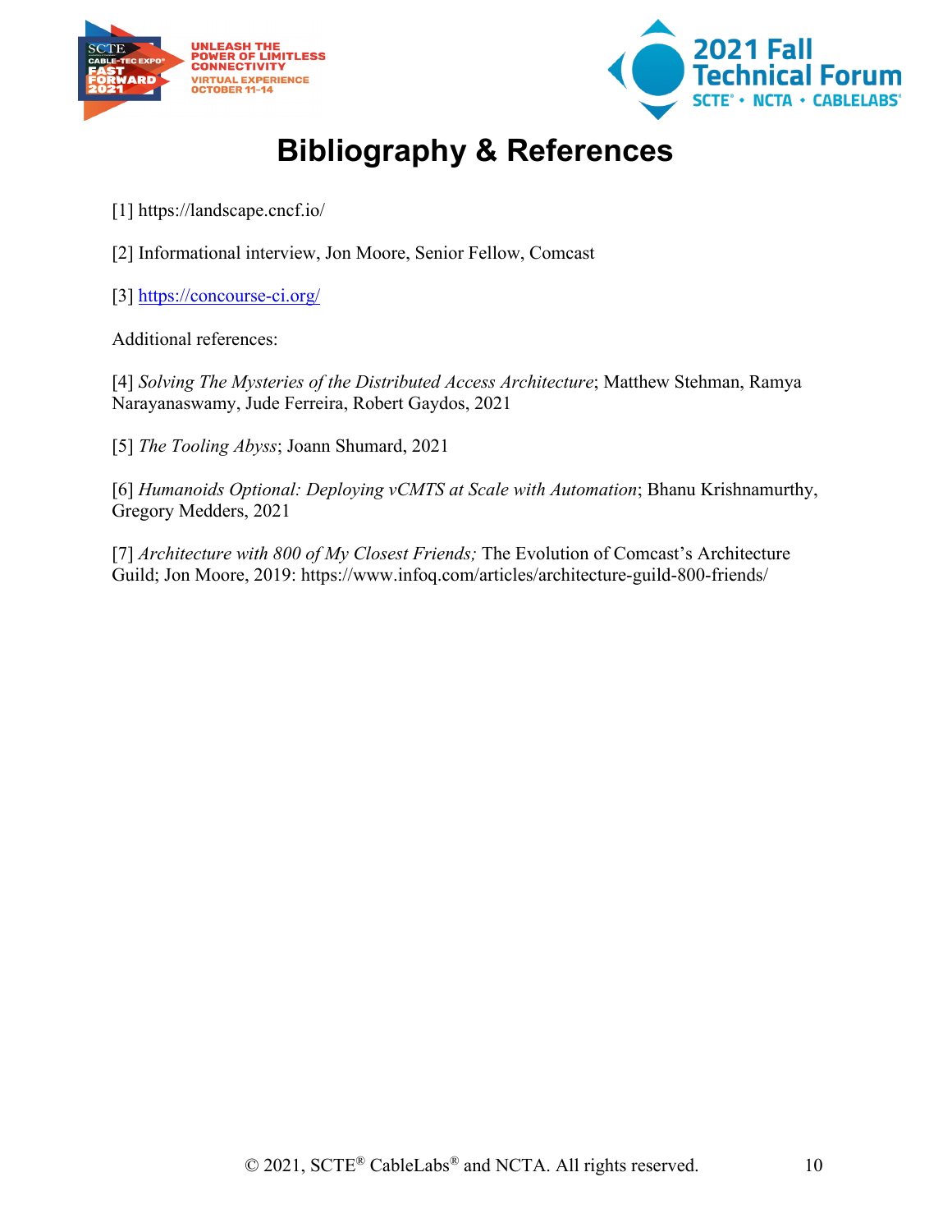# Bibliography & References

[1] https://landscape.cncf.io/

[2] Informational interview, Jon Moore, Senior Fellow, Comcast

[3] https://concourse-ci.org/

Additional references:

[4] *Solving The Mysteries of the Distributed Access Architecture*; Matthew Stehman, Ramya Narayanaswamy, Jude Ferreira, Robert Gaydos, 2021

[5] *The Tooling Abyss*; Joann Shumard, 2021

[6] *Humanoids Optional: Deploying vCMTS at Scale with Automation*; Bhanu Krishnamurthy, Gregory Medders, 2021

[7] *Architecture with 800 of My Closest Friends;* The Evolution of Comcast's Architecture Guild; Jon Moore, 2019: https://www.infoq.com/articles/architecture-guild-800-friends/